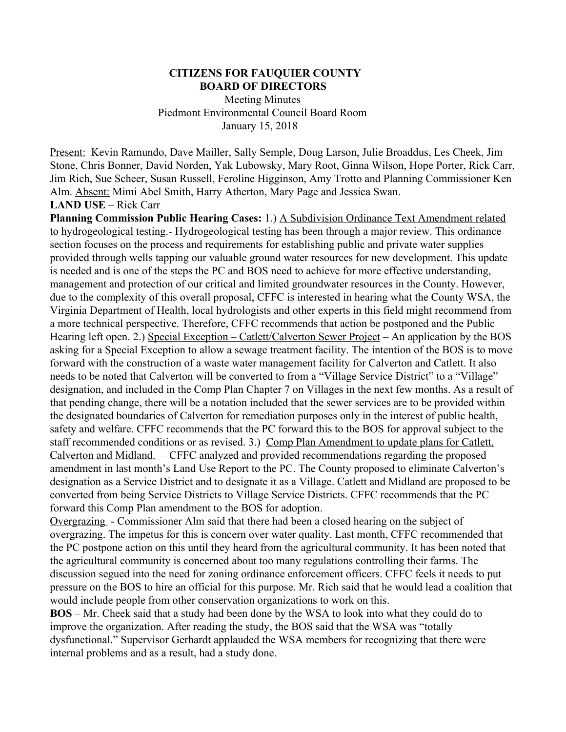**CITIZENS FOR FAUQUIER COUNTY**
**BOARD OF DIRECTORS**

Meeting Minutes
Piedmont Environmental Council Board Room
January 15, 2018

Present: Kevin Ramundo, Dave Mailler, Sally Semple, Doug Larson, Julie Broaddus, Les Cheek, Jim Stone, Chris Bonner, David Norden, Yak Lubowsky, Mary Root, Ginna Wilson, Hope Porter, Rick Carr, Jim Rich, Sue Scheer, Susan Russell, Feroline Higginson, Amy Trotto and Planning Commissioner Ken Alm. Absent: Mimi Abel Smith, Harry Atherton, Mary Page and Jessica Swan.

**LAND USE** – Rick Carr

**Planning Commission Public Hearing Cases:** 1.) A Subdivision Ordinance Text Amendment related to hydrogeological testing.- Hydrogeological testing has been through a major review. This ordinance section focuses on the process and requirements for establishing public and private water supplies provided through wells tapping our valuable ground water resources for new development. This update is needed and is one of the steps the PC and BOS need to achieve for more effective understanding, management and protection of our critical and limited groundwater resources in the County. However, due to the complexity of this overall proposal, CFFC is interested in hearing what the County WSA, the Virginia Department of Health, local hydrologists and other experts in this field might recommend from a more technical perspective. Therefore, CFFC recommends that action be postponed and the Public Hearing left open. 2.) Special Exception – Catlett/Calverton Sewer Project – An application by the BOS asking for a Special Exception to allow a sewage treatment facility. The intention of the BOS is to move forward with the construction of a waste water management facility for Calverton and Catlett. It also needs to be noted that Calverton will be converted to from a "Village Service District" to a "Village" designation, and included in the Comp Plan Chapter 7 on Villages in the next few months. As a result of that pending change, there will be a notation included that the sewer services are to be provided within the designated boundaries of Calverton for remediation purposes only in the interest of public health, safety and welfare. CFFC recommends that the PC forward this to the BOS for approval subject to the staff recommended conditions or as revised. 3.) Comp Plan Amendment to update plans for Catlett, Calverton and Midland. – CFFC analyzed and provided recommendations regarding the proposed amendment in last month's Land Use Report to the PC. The County proposed to eliminate Calverton's designation as a Service District and to designate it as a Village. Catlett and Midland are proposed to be converted from being Service Districts to Village Service Districts. CFFC recommends that the PC forward this Comp Plan amendment to the BOS for adoption.

Overgrazing - Commissioner Alm said that there had been a closed hearing on the subject of overgrazing. The impetus for this is concern over water quality. Last month, CFFC recommended that the PC postpone action on this until they heard from the agricultural community. It has been noted that the agricultural community is concerned about too many regulations controlling their farms. The discussion segued into the need for zoning ordinance enforcement officers. CFFC feels it needs to put pressure on the BOS to hire an official for this purpose. Mr. Rich said that he would lead a coalition that would include people from other conservation organizations to work on this.

**BOS** – Mr. Cheek said that a study had been done by the WSA to look into what they could do to improve the organization. After reading the study, the BOS said that the WSA was "totally dysfunctional." Supervisor Gerhardt applauded the WSA members for recognizing that there were internal problems and as a result, had a study done.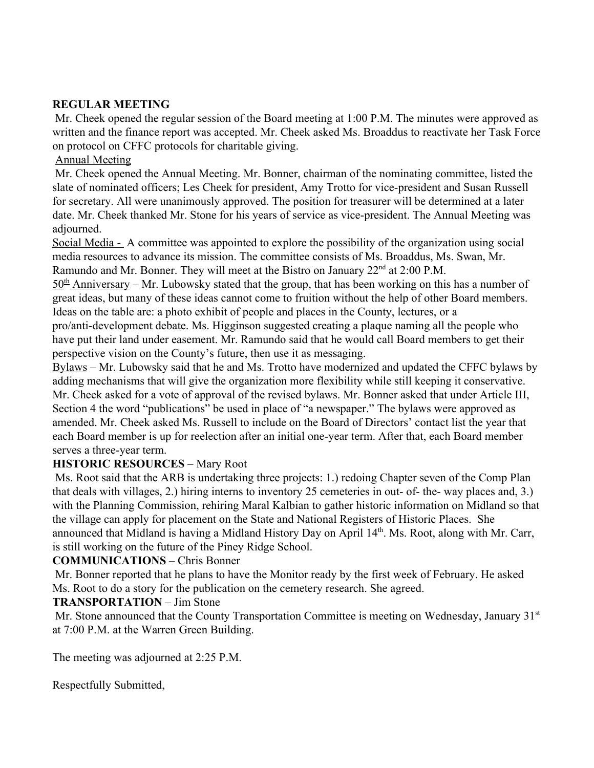**REGULAR MEETING**

Mr. Cheek opened the regular session of the Board meeting at 1:00 P.M. The minutes were approved as written and the finance report was accepted. Mr. Cheek asked Ms. Broaddus to reactivate her Task Force on protocol on CFFC protocols for charitable giving.

Annual Meeting

Mr. Cheek opened the Annual Meeting. Mr. Bonner, chairman of the nominating committee, listed the slate of nominated officers; Les Cheek for president, Amy Trotto for vice-president and Susan Russell for secretary. All were unanimously approved. The position for treasurer will be determined at a later date. Mr. Cheek thanked Mr. Stone for his years of service as vice-president. The Annual Meeting was adjourned.

Social Media - A committee was appointed to explore the possibility of the organization using social media resources to advance its mission. The committee consists of Ms. Broaddus, Ms. Swan, Mr. Ramundo and Mr. Bonner. They will meet at the Bistro on January 22nd at 2:00 P.M.

50th Anniversary – Mr. Lubowsky stated that the group, that has been working on this has a number of great ideas, but many of these ideas cannot come to fruition without the help of other Board members. Ideas on the table are: a photo exhibit of people and places in the County, lectures, or a pro/anti-development debate. Ms. Higginson suggested creating a plaque naming all the people who have put their land under easement. Mr. Ramundo said that he would call Board members to get their perspective vision on the County's future, then use it as messaging.

Bylaws – Mr. Lubowsky said that he and Ms. Trotto have modernized and updated the CFFC bylaws by adding mechanisms that will give the organization more flexibility while still keeping it conservative. Mr. Cheek asked for a vote of approval of the revised bylaws. Mr. Bonner asked that under Article III, Section 4 the word "publications" be used in place of "a newspaper." The bylaws were approved as amended. Mr. Cheek asked Ms. Russell to include on the Board of Directors' contact list the year that each Board member is up for reelection after an initial one-year term. After that, each Board member serves a three-year term.

**HISTORIC RESOURCES** – Mary Root

Ms. Root said that the ARB is undertaking three projects: 1.) redoing Chapter seven of the Comp Plan that deals with villages, 2.) hiring interns to inventory 25 cemeteries in out- of- the- way places and, 3.) with the Planning Commission, rehiring Maral Kalbian to gather historic information on Midland so that the village can apply for placement on the State and National Registers of Historic Places. She announced that Midland is having a Midland History Day on April 14th. Ms. Root, along with Mr. Carr, is still working on the future of the Piney Ridge School.

**COMMUNICATIONS** – Chris Bonner

Mr. Bonner reported that he plans to have the Monitor ready by the first week of February. He asked Ms. Root to do a story for the publication on the cemetery research. She agreed.

**TRANSPORTATION** – Jim Stone

Mr. Stone announced that the County Transportation Committee is meeting on Wednesday, January 31st at 7:00 P.M. at the Warren Green Building.

The meeting was adjourned at 2:25 P.M.

Respectfully Submitted,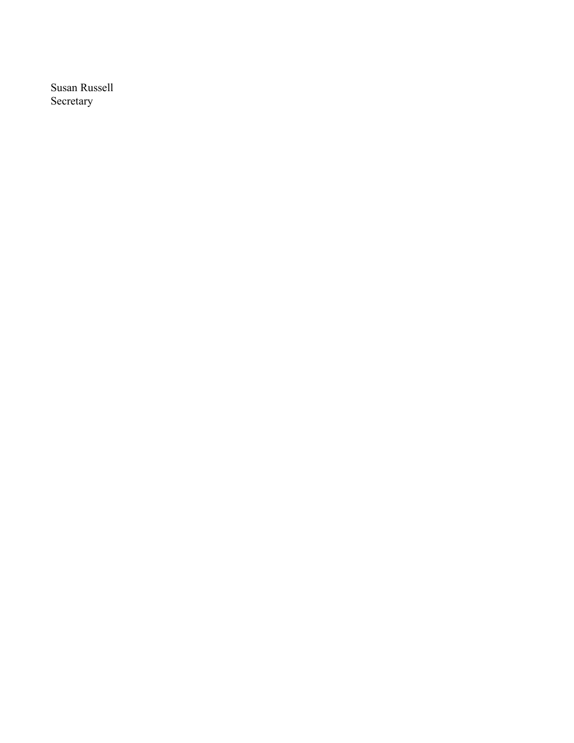Susan Russell
Secretary